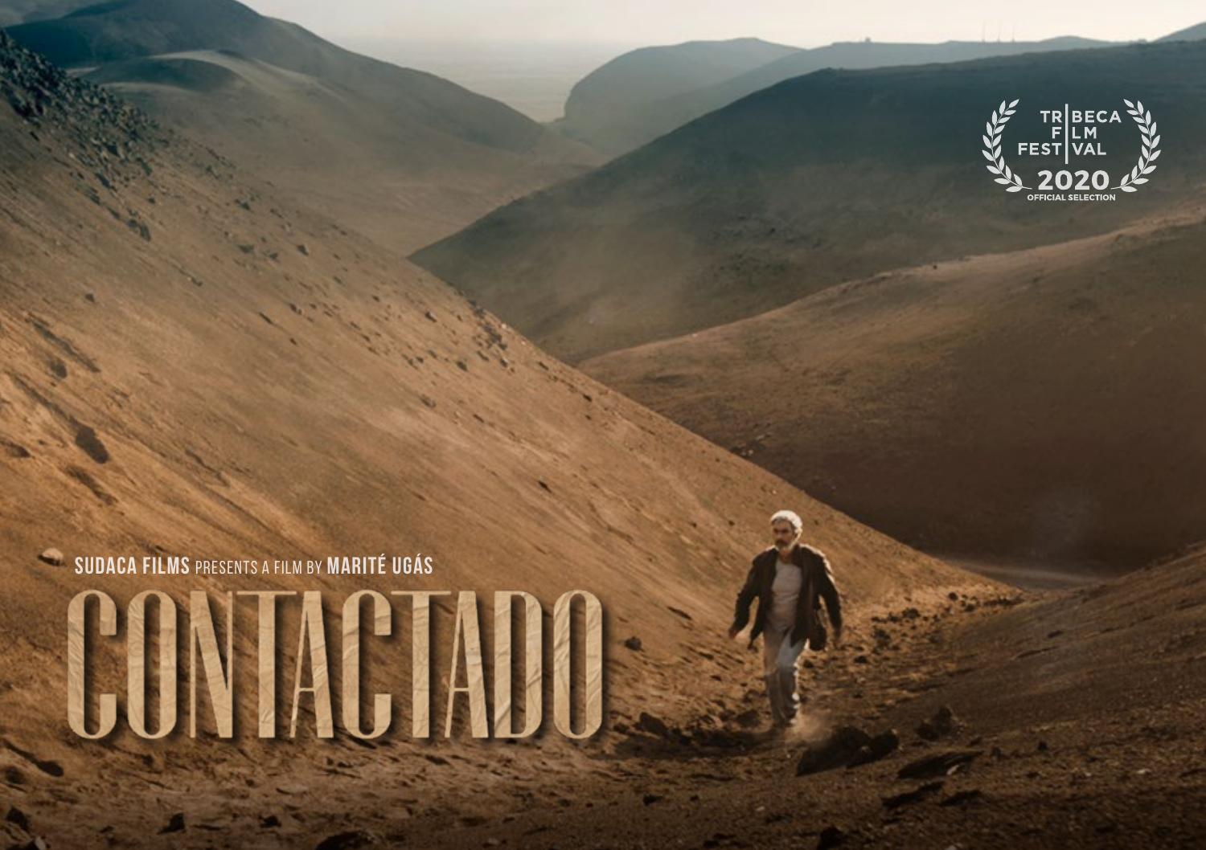TRIBECA FILM FESTIVAL 2020 OFFICIAL SELECTION

SUDACA FILMS PRESENTS A FILM BY MARITÉ UGÁS

# CONTACTADO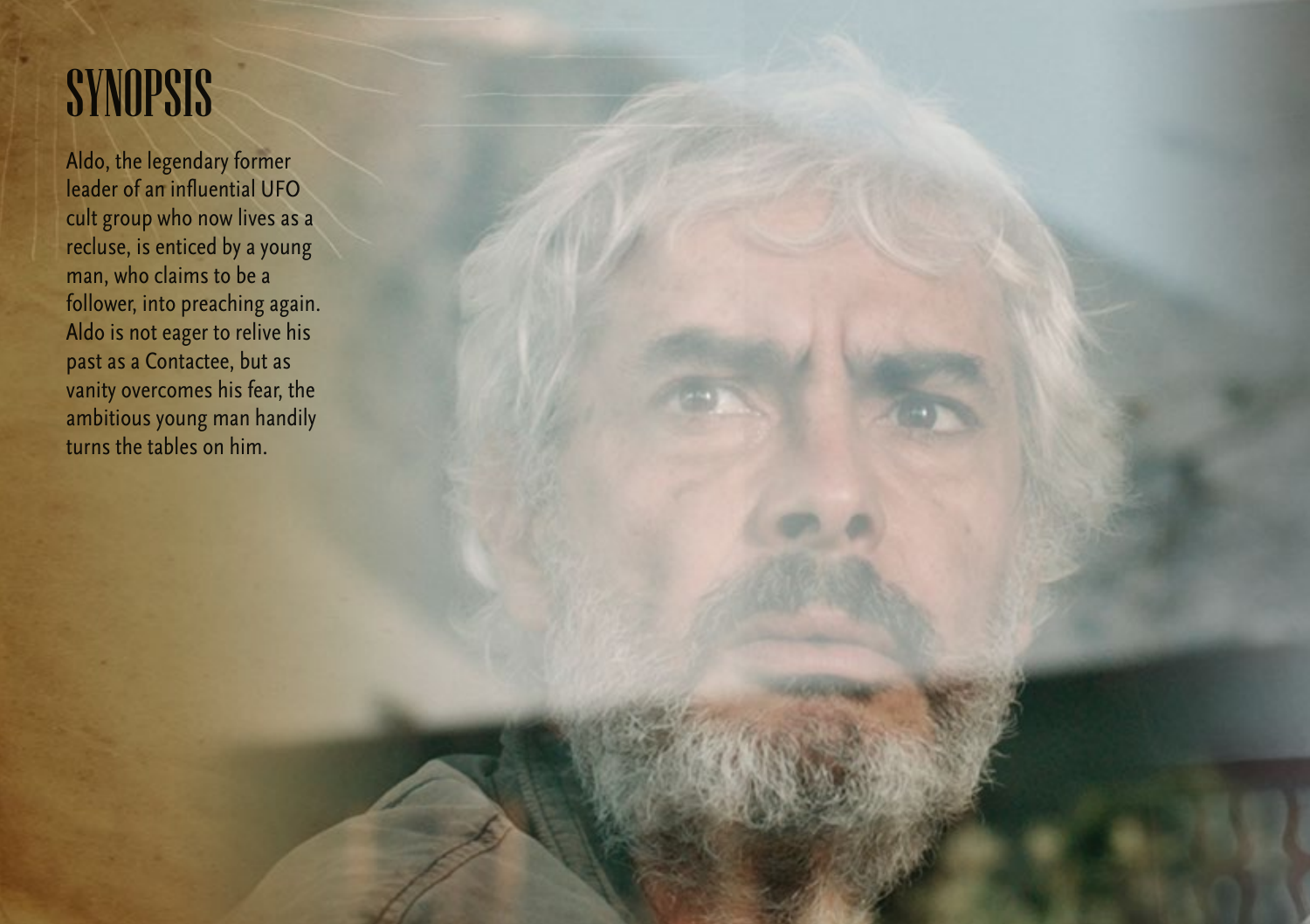# SYNOPSIS

Aldo, the legendary former leader of an influential UFO cult group who now lives as a recluse, is enticed by a young man, who claims to be a follower, into preaching again. Aldo is not eager to relive his past as a Contactee, but as vanity overcomes his fear, the ambitious young man handily turns the tables on him.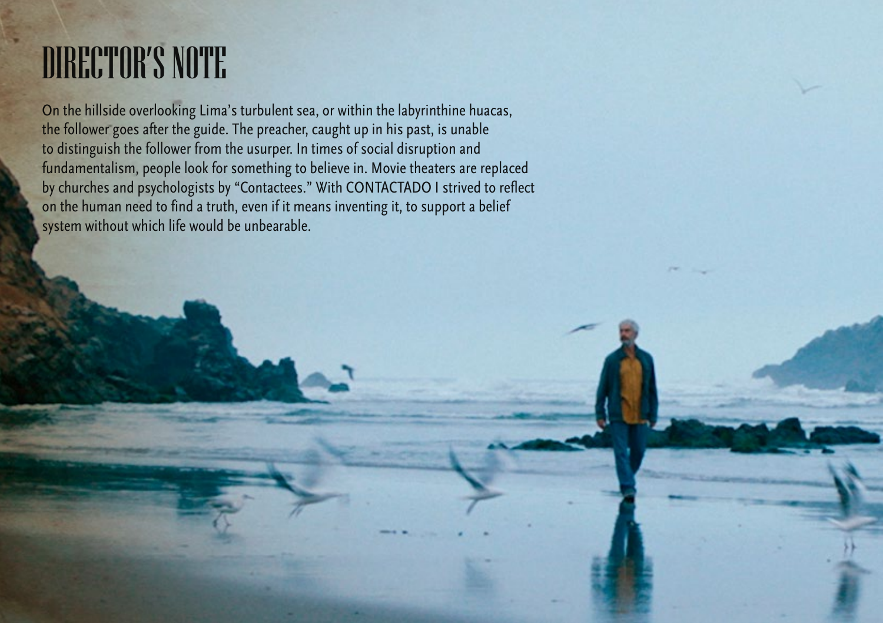# DIRECTOR'S NOTE

On the hillside overlooking Lima's turbulent sea, or within the labyrinthine huacas, the follower goes after the guide. The preacher, caught up in his past, is unable to distinguish the follower from the usurper. In times of social disruption and fundamentalism, people look for something to believe in. Movie theaters are replaced by churches and psychologists by "Contactees." With CONTACTADO I strived to reflect on the human need to find a truth, even if it means inventing it, to support a belief system without which life would be unbearable.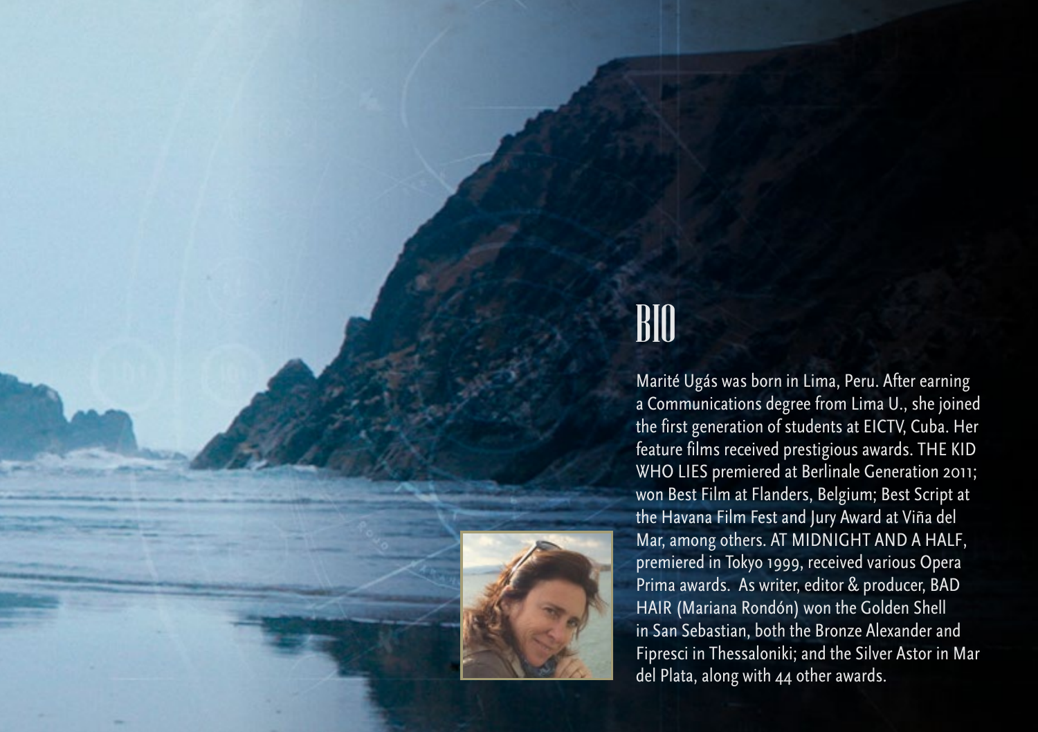# BIO

Marité Ugás was born in Lima, Peru. After earning a Communications degree from Lima U., she joined the first generation of students at EICTV, Cuba. Her feature films received prestigious awards. THE KID WHO LIES premiered at Berlinale Generation 2011; won Best Film at Flanders, Belgium; Best Script at the Havana Film Fest and Jury Award at Viña del Mar, among others. AT MIDNIGHT AND A HALF, premiered in Tokyo 1999, received various Opera Prima awards. As writer, editor & producer, BAD HAIR (Mariana Rondón) won the Golden Shell in San Sebastian, both the Bronze Alexander and Fipresci in Thessaloniki; and the Silver Astor in Mar del Plata, along with 44 other awards.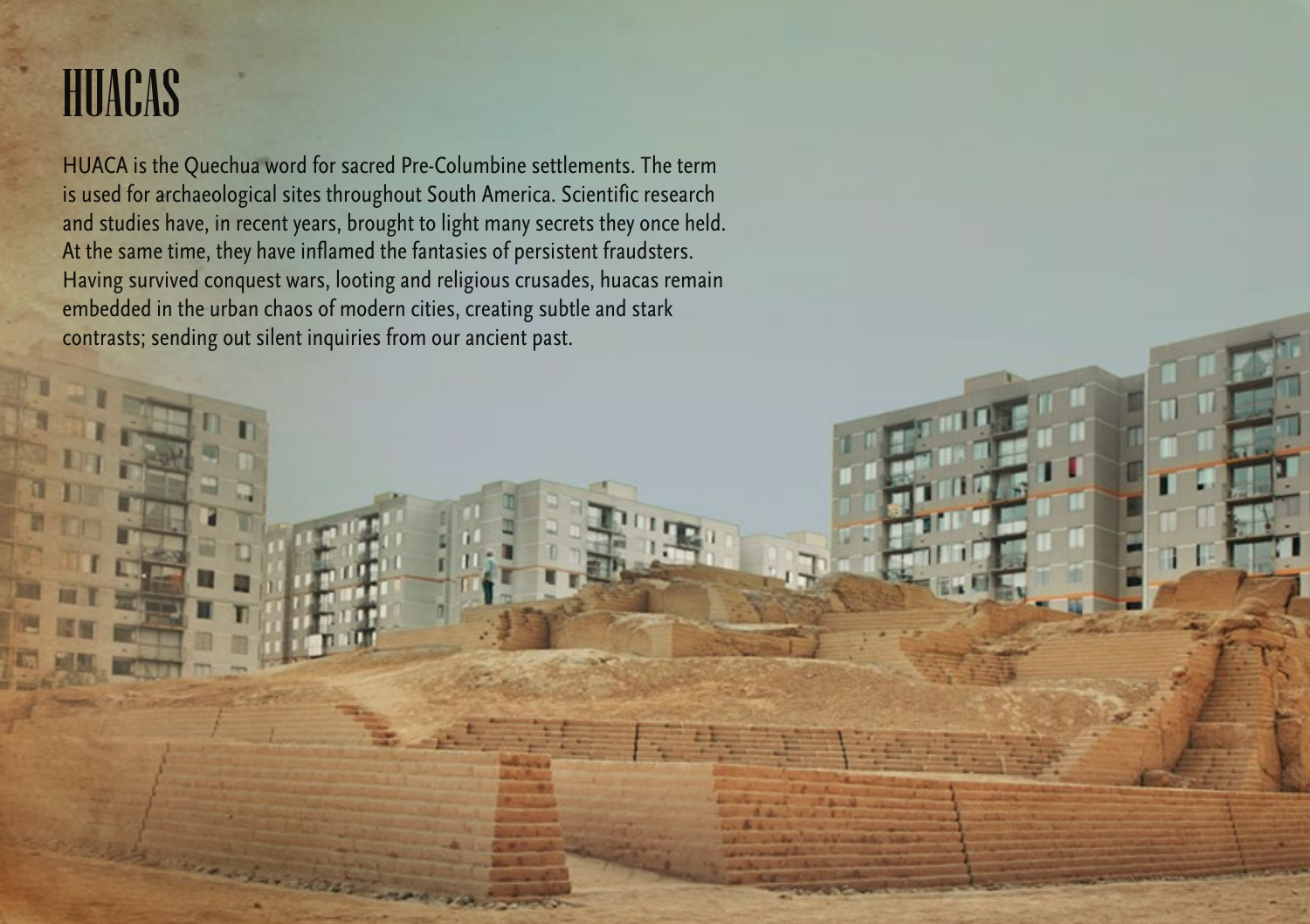# HUACAS

HUACA is the Quechua word for sacred Pre-Columbine settlements. The term is used for archaeological sites throughout South America. Scientific research and studies have, in recent years, brought to light many secrets they once held. At the same time, they have inflamed the fantasies of persistent fraudsters. Having survived conquest wars, looting and religious crusades, huacas remain embedded in the urban chaos of modern cities, creating subtle and stark contrasts; sending out silent inquiries from our ancient past.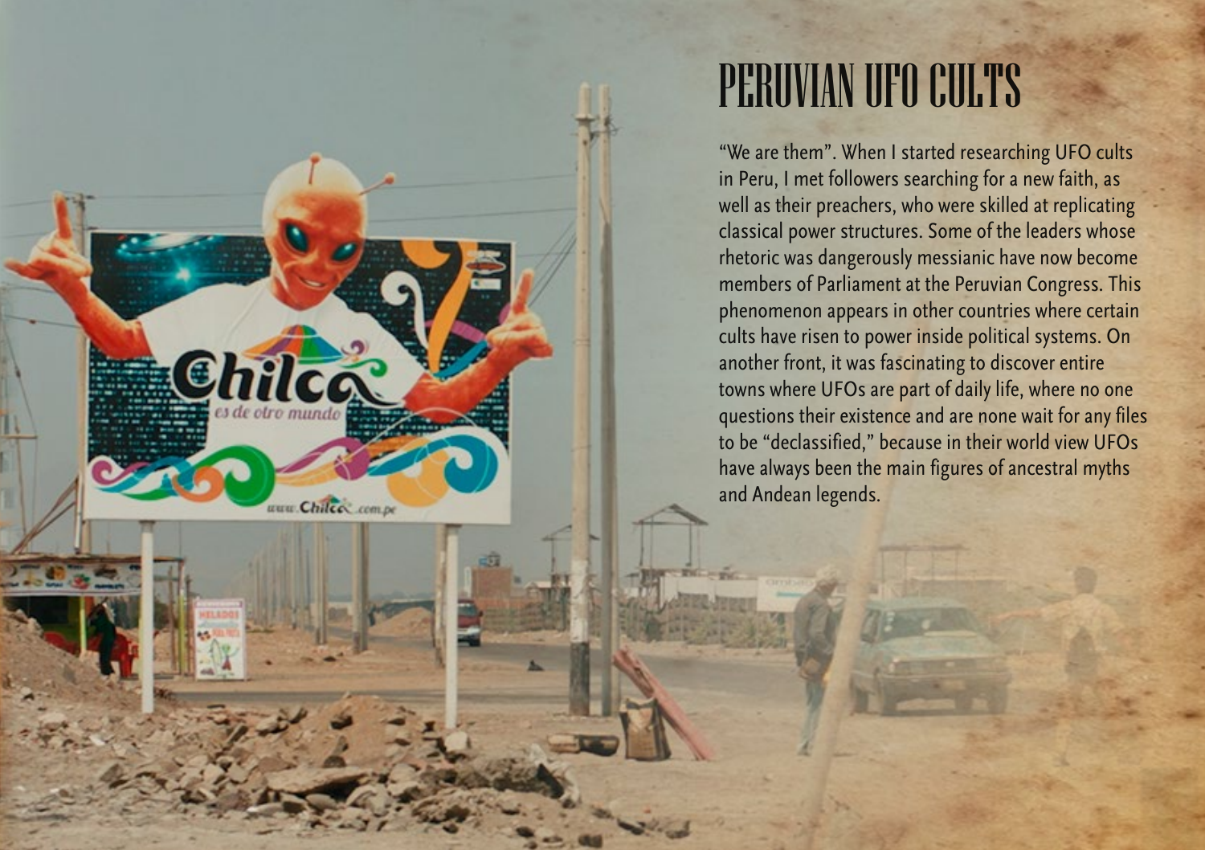# PERUVIAN UFO CULTS

"We are them". When I started researching UFO cults in Peru, I met followers searching for a new faith, as well as their preachers, who were skilled at replicating classical power structures. Some of the leaders whose rhetoric was dangerously messianic have now become members of Parliament at the Peruvian Congress. This phenomenon appears in other countries where certain cults have risen to power inside political systems. On another front, it was fascinating to discover entire towns where UFOs are part of daily life, where no one questions their existence and are none wait for any files to be "declassified," because in their world view UFOs have always been the main figures of ancestral myths and Andean legends.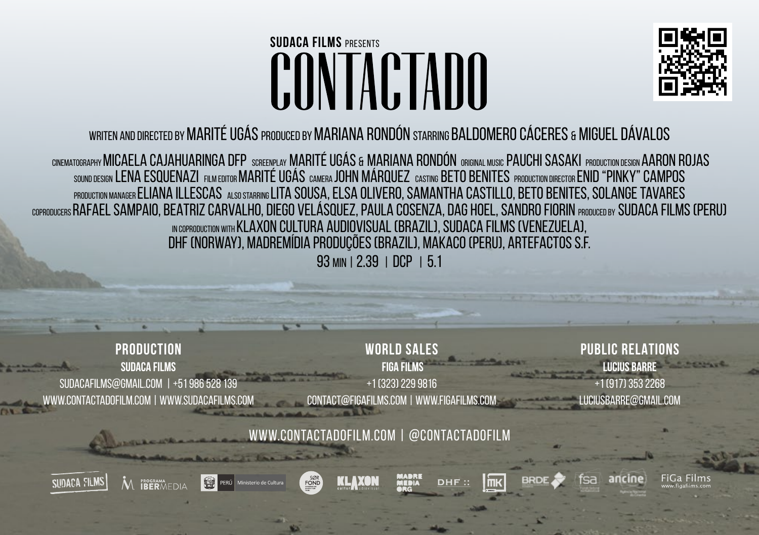**SUDACA FILMS** PRESENTS

# CONTACTADO

WRITEN AND DIRECTED BY MARITÉ UGÁS PRODUCED BY MARIANA RONDÓN STARRING BALDOMERO CÁCERES & MIGUEL DÁVALOS

CINEMATOGRAPHY MICAELA CAJAHUARINGA DFP SCREENPLAY MARITÉ UGÁS & MARIANA RONDÓN ORIGINAL MUSIC PAUCHI SASAKI PRODUCTION DESIGN AARON ROJAS SOUND DESIGN LENA ESQUENAZI FILM EDITOR MARITÉ UGÁS CAMERA JOHN MÁRQUEZ CASTING BETO BENITES PRODUCTION DIRECTOR ENID "PINKY" CAMPOS PRODUCTION MANAGER ELIANA ILLESCAS ALSO STARRING LITA SOUSA, ELSA OLIVERO, SAMANTHA CASTILLO, BETO BENITES, SOLANGE TAVARES COPRODUCERS RAFAEL SAMPAIO, BEATRIZ CARVALHO, DIEGO VELÁSQUEZ, PAULA COSENZA, DAG HOEL, SANDRO FIORIN PRODUCED BY SUDACA FILMS (PERU) IN COPRODUCTION WITH KLAXON CULTURA AUDIOVISUAL (BRAZIL), SUDACA FILMS (VENEZUELA), DHF (NORWAY), MADREMÍDIA PRODUÇÕES (BRAZIL), MAKACO (PERU), ARTEFACTOS S.F.

93 MIN | 2.39 | DCP | 5.1

## PRODUCTION

**SUDACA FILMS**

SUDACAFILMS@GMAIL.COM | +51 986 528 139

WWW.CONTACTADOFILM.COM | WWW.SUDACAFILMS.COM

## WORLD SALES

**FIGA FILMS**

+1 (323) 229 9816

CONTACT@FIGAFILMS.COM | WWW.FIGAFILMS.COM

## PUBLIC RELATIONS

**LUCIUS BARRE**

+1 (917) 353 2268

LUCIUSBARRE@GMAIL.COM

WWW.CONTACTADOFILM.COM | @CONTACTADOFILM

SUDACA FILMS | PROGRAMA IBERMEDIA | PERÚ Ministerio de Cultura | SØR FOND | KLAXON | MADRE MEDIA ORG | DHF | MK | BRDE | fsa | ancine | FiGa Films www.figafilms.com